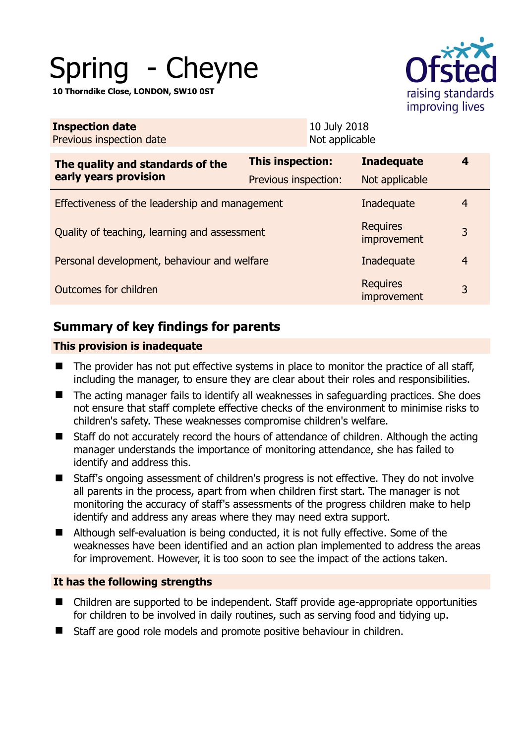# Spring - Cheyne

**10 Thorndike Close, LONDON, SW10 0ST**

| **Inspection date** | 10 July 2018 |
|---|---|
| Previous inspection date | Not applicable |

| **The quality and standards of the early years provision** | **This inspection:** | **Inadequate** | **4** |
|---|---|---|---|
| | Previous inspection: | Not applicable | |
| Effectiveness of the leadership and management | | Inadequate | 4 |
| Quality of teaching, learning and assessment | | Requires improvement | 3 |
| Personal development, behaviour and welfare | | Inadequate | 4 |
| Outcomes for children | | Requires improvement | 3 |

## Summary of key findings for parents

### This provision is inadequate

- The provider has not put effective systems in place to monitor the practice of all staff, including the manager, to ensure they are clear about their roles and responsibilities.
- The acting manager fails to identify all weaknesses in safeguarding practices. She does not ensure that staff complete effective checks of the environment to minimise risks to children's safety. These weaknesses compromise children's welfare.
- Staff do not accurately record the hours of attendance of children. Although the acting manager understands the importance of monitoring attendance, she has failed to identify and address this.
- Staff's ongoing assessment of children's progress is not effective. They do not involve all parents in the process, apart from when children first start. The manager is not monitoring the accuracy of staff's assessments of the progress children make to help identify and address any areas where they may need extra support.
- Although self-evaluation is being conducted, it is not fully effective. Some of the weaknesses have been identified and an action plan implemented to address the areas for improvement. However, it is too soon to see the impact of the actions taken.

### It has the following strengths

- Children are supported to be independent. Staff provide age-appropriate opportunities for children to be involved in daily routines, such as serving food and tidying up.
- Staff are good role models and promote positive behaviour in children.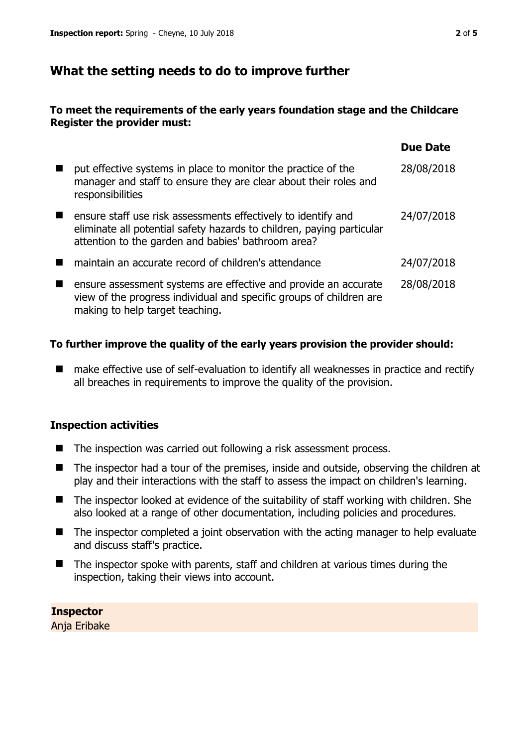## What the setting needs to do to improve further

**To meet the requirements of the early years foundation stage and the Childcare Register the provider must:**

| | Due Date |
|---|---|
| put effective systems in place to monitor the practice of the manager and staff to ensure they are clear about their roles and responsibilities | 28/08/2018 |
| ensure staff use risk assessments effectively to identify and eliminate all potential safety hazards to children, paying particular attention to the garden and babies' bathroom area? | 24/07/2018 |
| maintain an accurate record of children's attendance | 24/07/2018 |
| ensure assessment systems are effective and provide an accurate view of the progress individual and specific groups of children are making to help target teaching. | 28/08/2018 |

**To further improve the quality of the early years provision the provider should:**

- make effective use of self-evaluation to identify all weaknesses in practice and rectify all breaches in requirements to improve the quality of the provision.

### Inspection activities

- The inspection was carried out following a risk assessment process.
- The inspector had a tour of the premises, inside and outside, observing the children at play and their interactions with the staff to assess the impact on children's learning.
- The inspector looked at evidence of the suitability of staff working with children. She also looked at a range of other documentation, including policies and procedures.
- The inspector completed a joint observation with the acting manager to help evaluate and discuss staff's practice.
- The inspector spoke with parents, staff and children at various times during the inspection, taking their views into account.

**Inspector**
Anja Eribake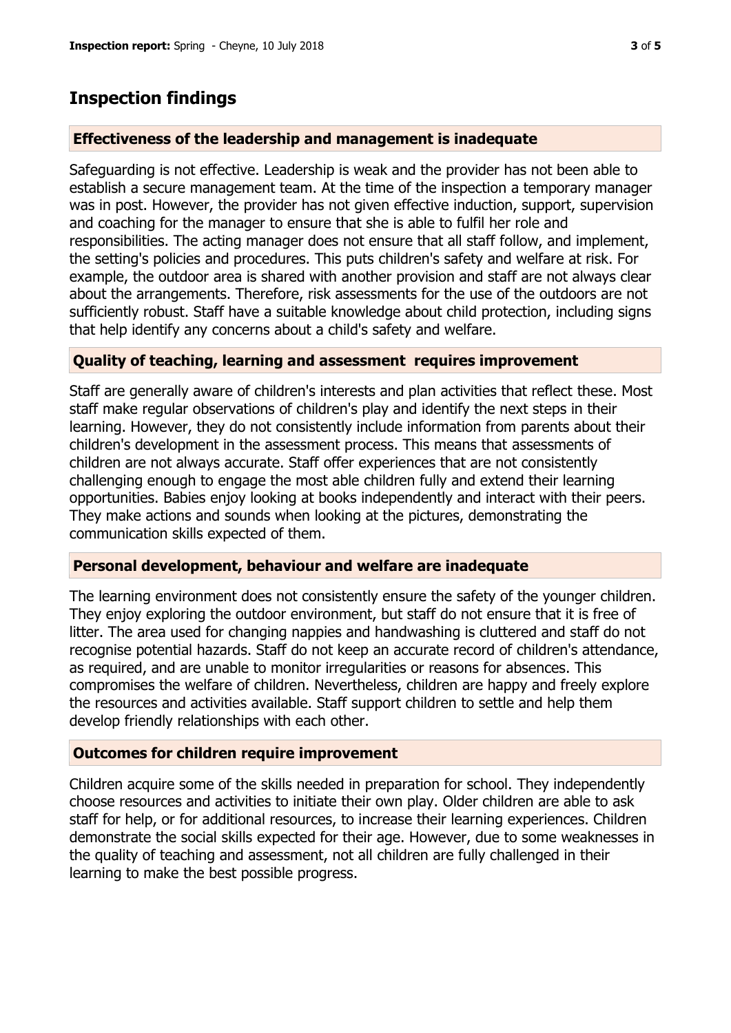## Inspection findings

### Effectiveness of the leadership and management is inadequate

Safeguarding is not effective. Leadership is weak and the provider has not been able to establish a secure management team. At the time of the inspection a temporary manager was in post. However, the provider has not given effective induction, support, supervision and coaching for the manager to ensure that she is able to fulfil her role and responsibilities. The acting manager does not ensure that all staff follow, and implement, the setting's policies and procedures. This puts children's safety and welfare at risk. For example, the outdoor area is shared with another provision and staff are not always clear about the arrangements. Therefore, risk assessments for the use of the outdoors are not sufficiently robust. Staff have a suitable knowledge about child protection, including signs that help identify any concerns about a child's safety and welfare.

### Quality of teaching, learning and assessment requires improvement

Staff are generally aware of children's interests and plan activities that reflect these. Most staff make regular observations of children's play and identify the next steps in their learning. However, they do not consistently include information from parents about their children's development in the assessment process. This means that assessments of children are not always accurate. Staff offer experiences that are not consistently challenging enough to engage the most able children fully and extend their learning opportunities. Babies enjoy looking at books independently and interact with their peers. They make actions and sounds when looking at the pictures, demonstrating the communication skills expected of them.

### Personal development, behaviour and welfare are inadequate

The learning environment does not consistently ensure the safety of the younger children. They enjoy exploring the outdoor environment, but staff do not ensure that it is free of litter. The area used for changing nappies and handwashing is cluttered and staff do not recognise potential hazards. Staff do not keep an accurate record of children's attendance, as required, and are unable to monitor irregularities or reasons for absences. This compromises the welfare of children. Nevertheless, children are happy and freely explore the resources and activities available. Staff support children to settle and help them develop friendly relationships with each other.

### Outcomes for children require improvement

Children acquire some of the skills needed in preparation for school. They independently choose resources and activities to initiate their own play. Older children are able to ask staff for help, or for additional resources, to increase their learning experiences. Children demonstrate the social skills expected for their age. However, due to some weaknesses in the quality of teaching and assessment, not all children are fully challenged in their learning to make the best possible progress.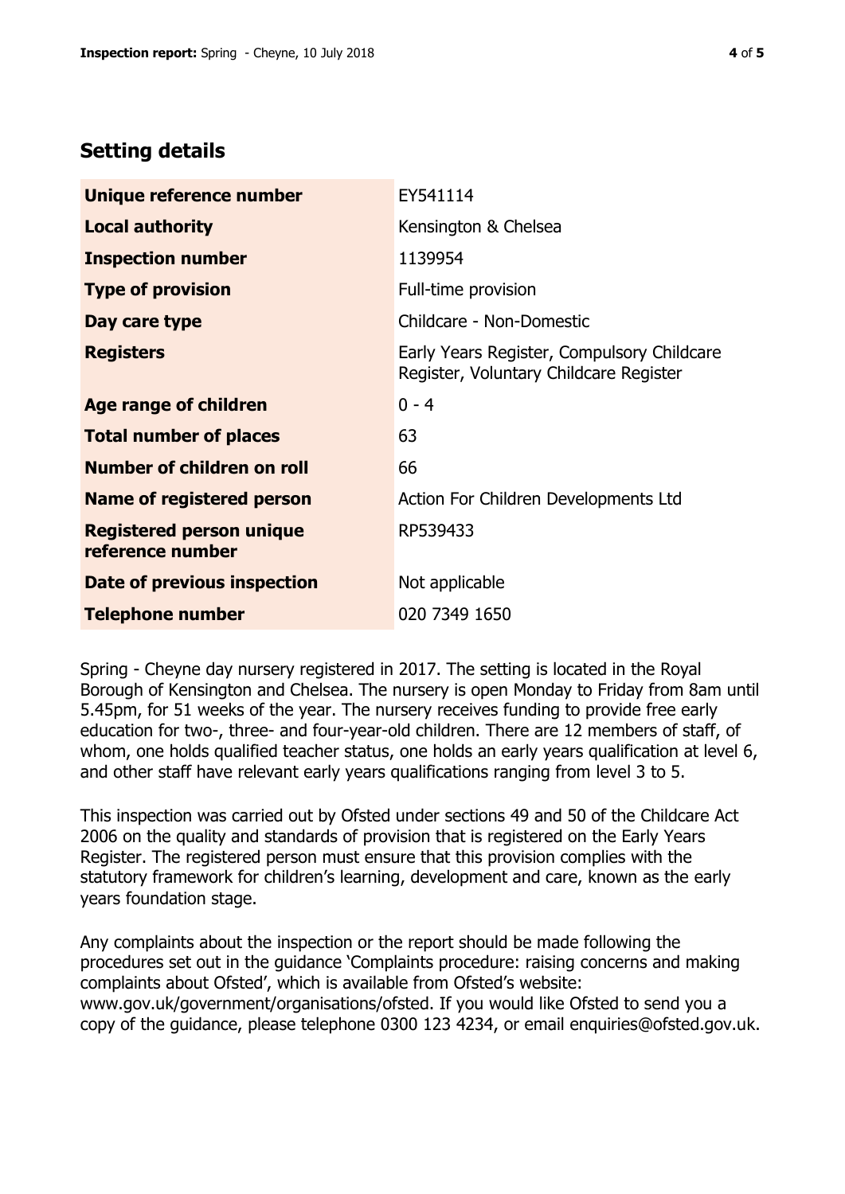## Setting details

| | |
|---|---|
| **Unique reference number** | EY541114 |
| **Local authority** | Kensington & Chelsea |
| **Inspection number** | 1139954 |
| **Type of provision** | Full-time provision |
| **Day care type** | Childcare - Non-Domestic |
| **Registers** | Early Years Register, Compulsory Childcare Register, Voluntary Childcare Register |
| **Age range of children** | 0 - 4 |
| **Total number of places** | 63 |
| **Number of children on roll** | 66 |
| **Name of registered person** | Action For Children Developments Ltd |
| **Registered person unique reference number** | RP539433 |
| **Date of previous inspection** | Not applicable |
| **Telephone number** | 020 7349 1650 |

Spring - Cheyne day nursery registered in 2017. The setting is located in the Royal Borough of Kensington and Chelsea. The nursery is open Monday to Friday from 8am until 5.45pm, for 51 weeks of the year. The nursery receives funding to provide free early education for two-, three- and four-year-old children. There are 12 members of staff, of whom, one holds qualified teacher status, one holds an early years qualification at level 6, and other staff have relevant early years qualifications ranging from level 3 to 5.

This inspection was carried out by Ofsted under sections 49 and 50 of the Childcare Act 2006 on the quality and standards of provision that is registered on the Early Years Register. The registered person must ensure that this provision complies with the statutory framework for children's learning, development and care, known as the early years foundation stage.

Any complaints about the inspection or the report should be made following the procedures set out in the guidance 'Complaints procedure: raising concerns and making complaints about Ofsted', which is available from Ofsted's website: www.gov.uk/government/organisations/ofsted. If you would like Ofsted to send you a copy of the guidance, please telephone 0300 123 4234, or email enquiries@ofsted.gov.uk.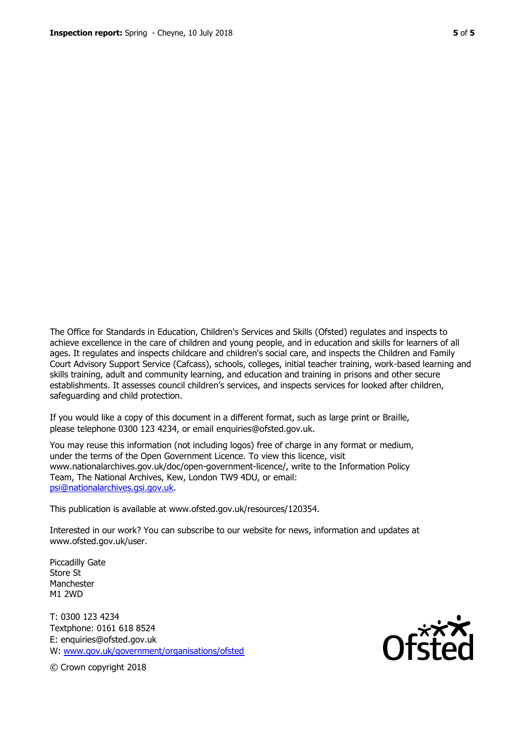The Office for Standards in Education, Children's Services and Skills (Ofsted) regulates and inspects to achieve excellence in the care of children and young people, and in education and skills for learners of all ages. It regulates and inspects childcare and children's social care, and inspects the Children and Family Court Advisory Support Service (Cafcass), schools, colleges, initial teacher training, work-based learning and skills training, adult and community learning, and education and training in prisons and other secure establishments. It assesses council children's services, and inspects services for looked after children, safeguarding and child protection.

If you would like a copy of this document in a different format, such as large print or Braille, please telephone 0300 123 4234, or email enquiries@ofsted.gov.uk.

You may reuse this information (not including logos) free of charge in any format or medium, under the terms of the Open Government Licence. To view this licence, visit www.nationalarchives.gov.uk/doc/open-government-licence/, write to the Information Policy Team, The National Archives, Kew, London TW9 4DU, or email: psi@nationalarchives.gsi.gov.uk.

This publication is available at www.ofsted.gov.uk/resources/120354.

Interested in our work? You can subscribe to our website for news, information and updates at www.ofsted.gov.uk/user.

Piccadilly Gate
Store St
Manchester
M1 2WD

T: 0300 123 4234
Textphone: 0161 618 8524
E: enquiries@ofsted.gov.uk
W: www.gov.uk/government/organisations/ofsted

© Crown copyright 2018